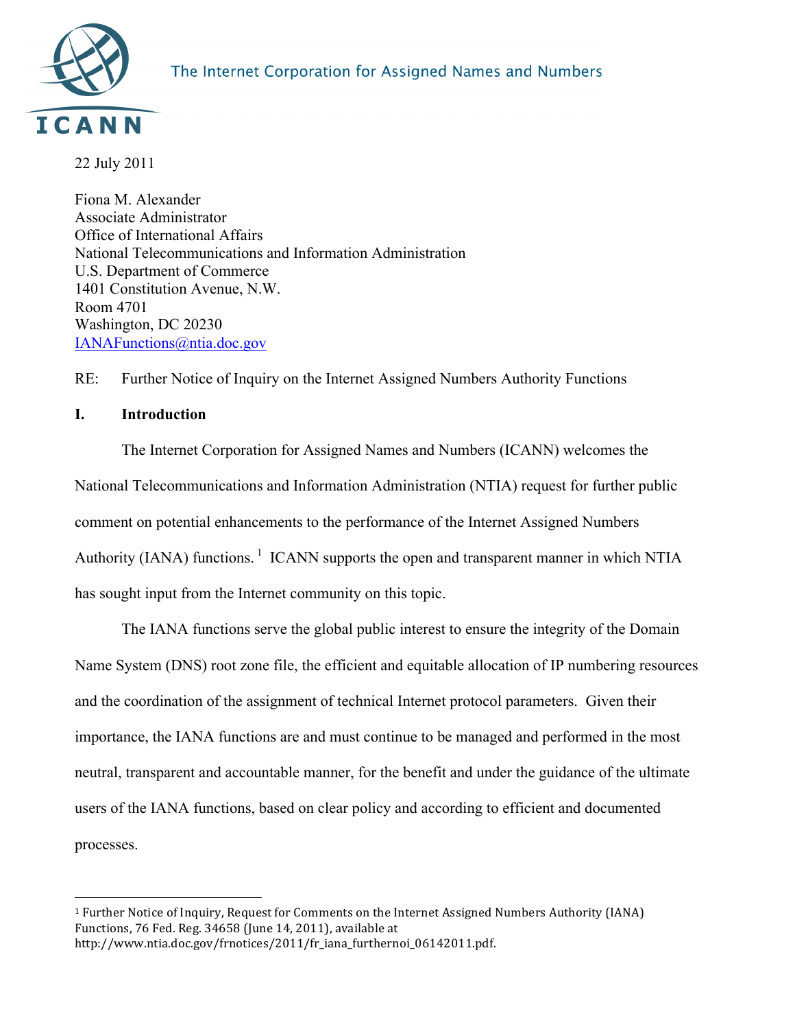The Internet Corporation for Assigned Names and Numbers

22 July 2011

Fiona M. Alexander
Associate Administrator
Office of International Affairs
National Telecommunications and Information Administration
U.S. Department of Commerce
1401 Constitution Avenue, N.W.
Room 4701
Washington, DC 20230
IANAFunctions@ntia.doc.gov

RE: Further Notice of Inquiry on the Internet Assigned Numbers Authority Functions

## I. Introduction

The Internet Corporation for Assigned Names and Numbers (ICANN) welcomes the National Telecommunications and Information Administration (NTIA) request for further public comment on potential enhancements to the performance of the Internet Assigned Numbers Authority (IANA) functions.[1] ICANN supports the open and transparent manner in which NTIA has sought input from the Internet community on this topic.

The IANA functions serve the global public interest to ensure the integrity of the Domain Name System (DNS) root zone file, the efficient and equitable allocation of IP numbering resources and the coordination of the assignment of technical Internet protocol parameters. Given their importance, the IANA functions are and must continue to be managed and performed in the most neutral, transparent and accountable manner, for the benefit and under the guidance of the ultimate users of the IANA functions, based on clear policy and according to efficient and documented processes.

---

[1] Further Notice of Inquiry, Request for Comments on the Internet Assigned Numbers Authority (IANA) Functions, 76 Fed. Reg. 34658 (June 14, 2011), available at http://www.ntia.doc.gov/frnotices/2011/fr_iana_furthernoi_06142011.pdf.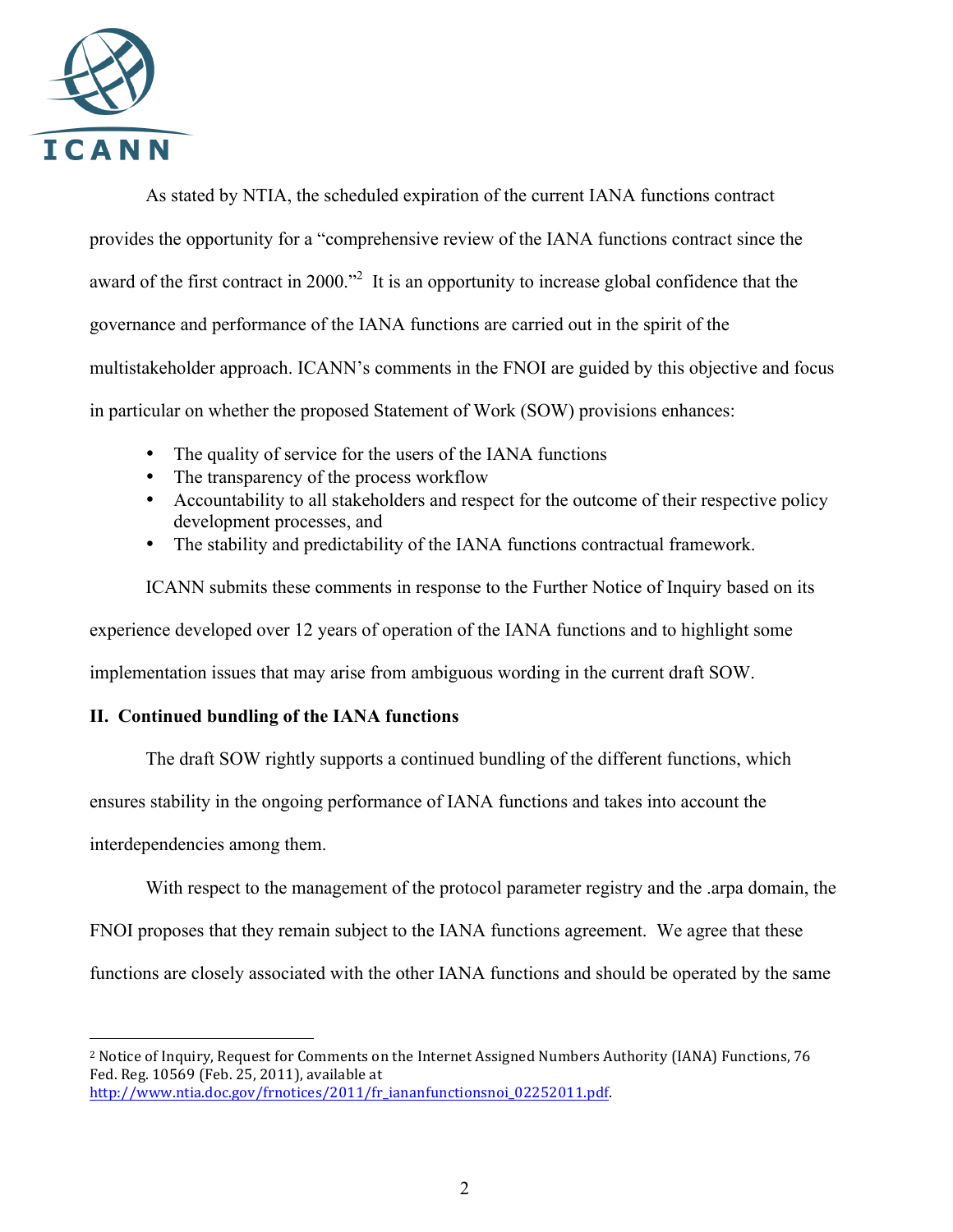As stated by NTIA, the scheduled expiration of the current IANA functions contract provides the opportunity for a "comprehensive review of the IANA functions contract since the award of the first contract in 2000."[2] It is an opportunity to increase global confidence that the governance and performance of the IANA functions are carried out in the spirit of the multistakeholder approach. ICANN's comments in the FNOI are guided by this objective and focus in particular on whether the proposed Statement of Work (SOW) provisions enhances:

- The quality of service for the users of the IANA functions
- The transparency of the process workflow
- Accountability to all stakeholders and respect for the outcome of their respective policy development processes, and
- The stability and predictability of the IANA functions contractual framework.

ICANN submits these comments in response to the Further Notice of Inquiry based on its experience developed over 12 years of operation of the IANA functions and to highlight some implementation issues that may arise from ambiguous wording in the current draft SOW.

**II. Continued bundling of the IANA functions**

The draft SOW rightly supports a continued bundling of the different functions, which ensures stability in the ongoing performance of IANA functions and takes into account the interdependencies among them.

With respect to the management of the protocol parameter registry and the .arpa domain, the FNOI proposes that they remain subject to the IANA functions agreement. We agree that these functions are closely associated with the other IANA functions and should be operated by the same

---

[2] Notice of Inquiry, Request for Comments on the Internet Assigned Numbers Authority (IANA) Functions, 76 Fed. Reg. 10569 (Feb. 25, 2011), available at http://www.ntia.doc.gov/frnotices/2011/fr_ianafunctionsnoi_02252011.pdf.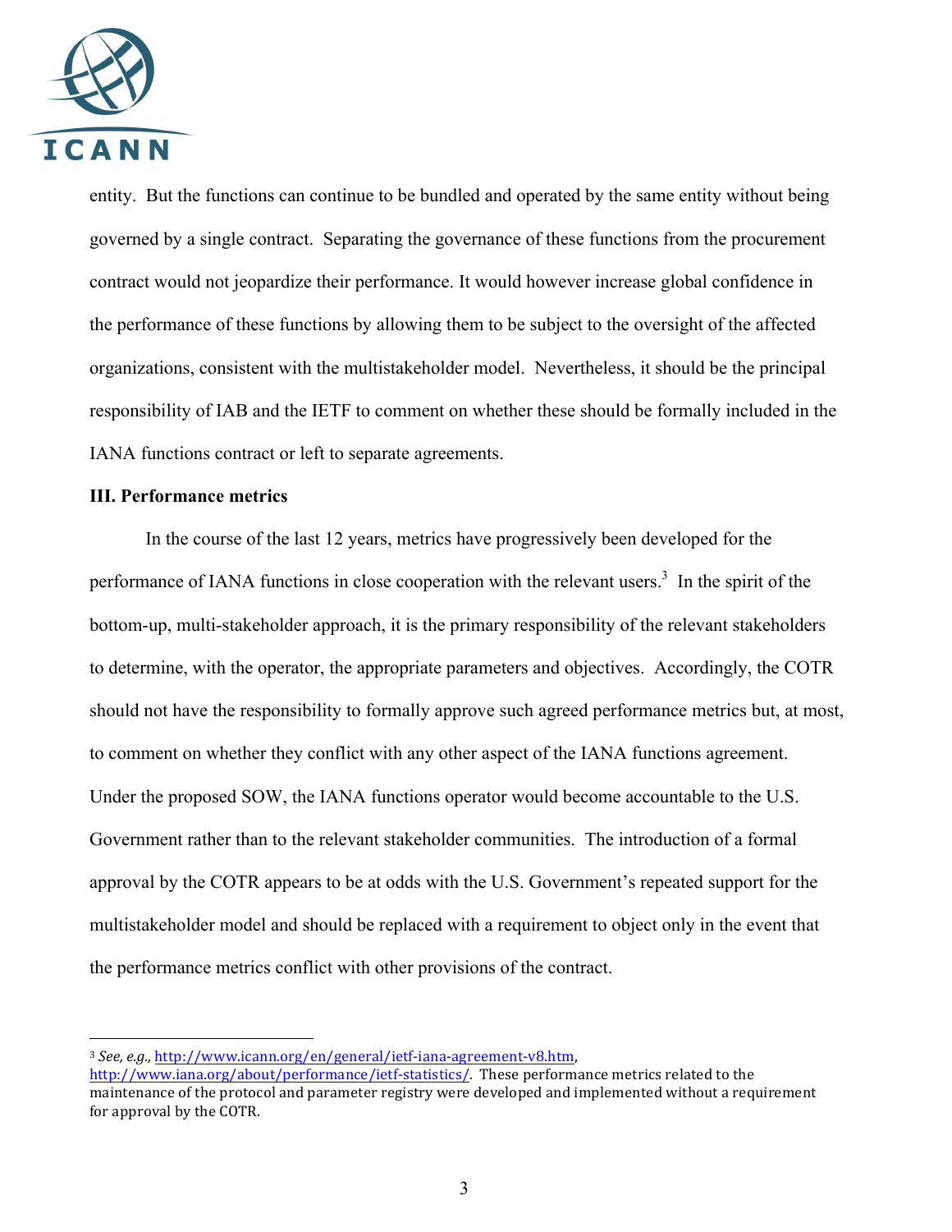entity. But the functions can continue to be bundled and operated by the same entity without being governed by a single contract. Separating the governance of these functions from the procurement contract would not jeopardize their performance. It would however increase global confidence in the performance of these functions by allowing them to be subject to the oversight of the affected organizations, consistent with the multistakeholder model. Nevertheless, it should be the principal responsibility of IAB and the IETF to comment on whether these should be formally included in the IANA functions contract or left to separate agreements.

### III. Performance metrics

In the course of the last 12 years, metrics have progressively been developed for the performance of IANA functions in close cooperation with the relevant users.[3] In the spirit of the bottom-up, multi-stakeholder approach, it is the primary responsibility of the relevant stakeholders to determine, with the operator, the appropriate parameters and objectives. Accordingly, the COTR should not have the responsibility to formally approve such agreed performance metrics but, at most, to comment on whether they conflict with any other aspect of the IANA functions agreement. Under the proposed SOW, the IANA functions operator would become accountable to the U.S. Government rather than to the relevant stakeholder communities. The introduction of a formal approval by the COTR appears to be at odds with the U.S. Government's repeated support for the multistakeholder model and should be replaced with a requirement to object only in the event that the performance metrics conflict with other provisions of the contract.

---

[3] *See, e.g.,* http://www.icann.org/en/general/ietf-iana-agreement-v8.htm, http://www.iana.org/about/performance/ietf-statistics/. These performance metrics related to the maintenance of the protocol and parameter registry were developed and implemented without a requirement for approval by the COTR.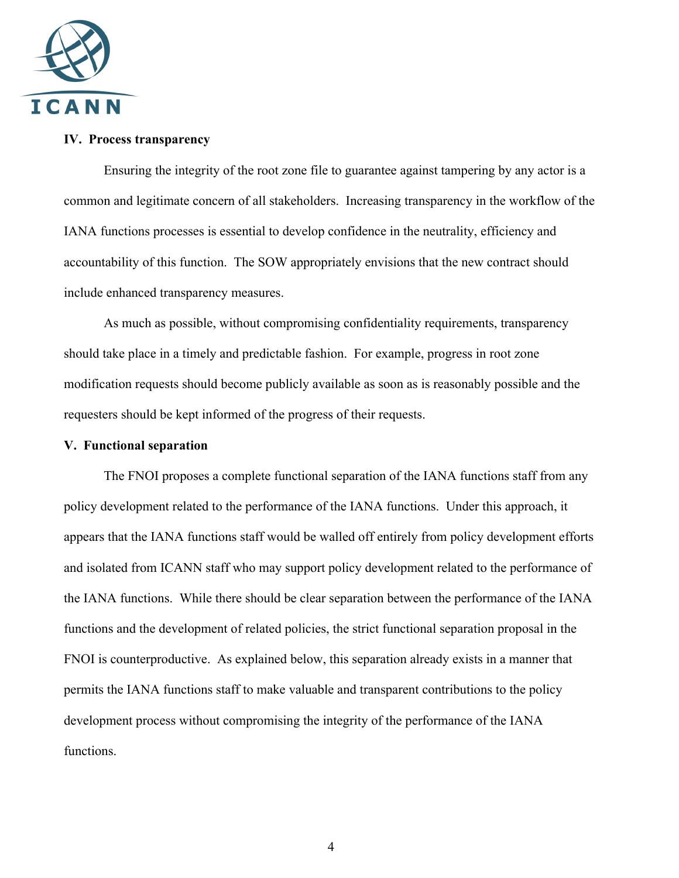### IV. Process transparency

Ensuring the integrity of the root zone file to guarantee against tampering by any actor is a common and legitimate concern of all stakeholders. Increasing transparency in the workflow of the IANA functions processes is essential to develop confidence in the neutrality, efficiency and accountability of this function. The SOW appropriately envisions that the new contract should include enhanced transparency measures.

As much as possible, without compromising confidentiality requirements, transparency should take place in a timely and predictable fashion. For example, progress in root zone modification requests should become publicly available as soon as is reasonably possible and the requesters should be kept informed of the progress of their requests.

### V. Functional separation

The FNOI proposes a complete functional separation of the IANA functions staff from any policy development related to the performance of the IANA functions. Under this approach, it appears that the IANA functions staff would be walled off entirely from policy development efforts and isolated from ICANN staff who may support policy development related to the performance of the IANA functions. While there should be clear separation between the performance of the IANA functions and the development of related policies, the strict functional separation proposal in the FNOI is counterproductive. As explained below, this separation already exists in a manner that permits the IANA functions staff to make valuable and transparent contributions to the policy development process without compromising the integrity of the performance of the IANA functions.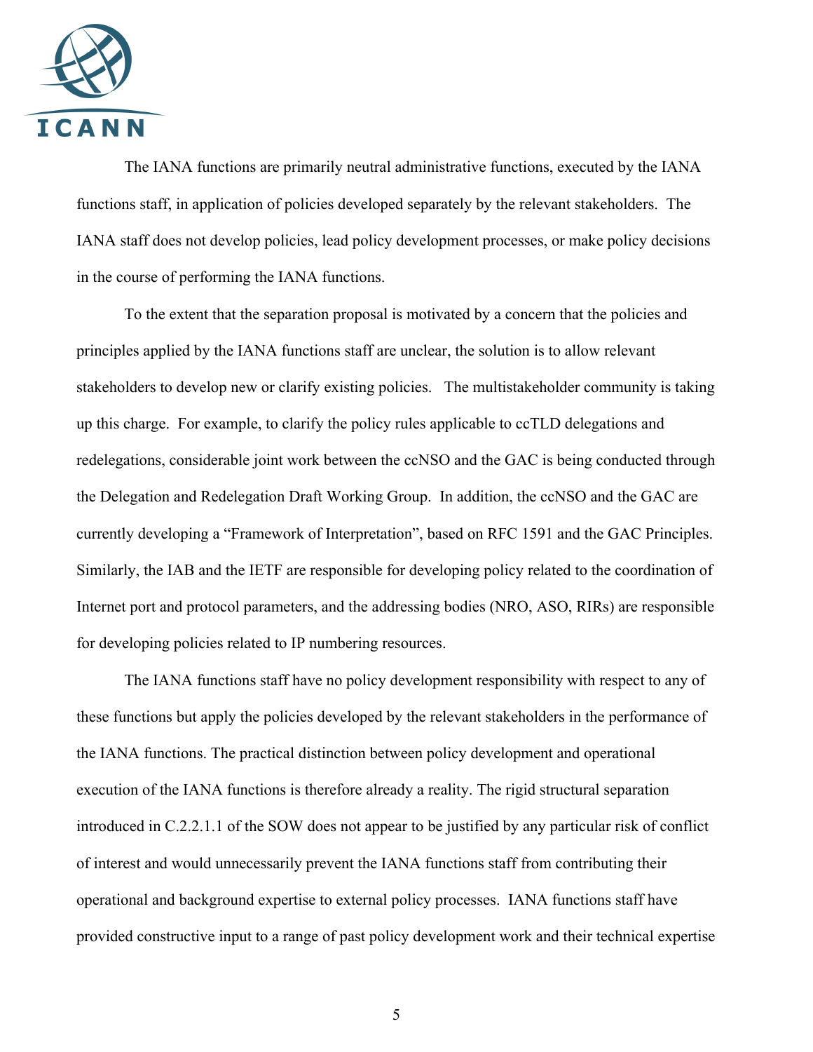The IANA functions are primarily neutral administrative functions, executed by the IANA functions staff, in application of policies developed separately by the relevant stakeholders. The IANA staff does not develop policies, lead policy development processes, or make policy decisions in the course of performing the IANA functions.

To the extent that the separation proposal is motivated by a concern that the policies and principles applied by the IANA functions staff are unclear, the solution is to allow relevant stakeholders to develop new or clarify existing policies. The multistakeholder community is taking up this charge. For example, to clarify the policy rules applicable to ccTLD delegations and redelegations, considerable joint work between the ccNSO and the GAC is being conducted through the Delegation and Redelegation Draft Working Group. In addition, the ccNSO and the GAC are currently developing a "Framework of Interpretation", based on RFC 1591 and the GAC Principles. Similarly, the IAB and the IETF are responsible for developing policy related to the coordination of Internet port and protocol parameters, and the addressing bodies (NRO, ASO, RIRs) are responsible for developing policies related to IP numbering resources.

The IANA functions staff have no policy development responsibility with respect to any of these functions but apply the policies developed by the relevant stakeholders in the performance of the IANA functions. The practical distinction between policy development and operational execution of the IANA functions is therefore already a reality. The rigid structural separation introduced in C.2.2.1.1 of the SOW does not appear to be justified by any particular risk of conflict of interest and would unnecessarily prevent the IANA functions staff from contributing their operational and background expertise to external policy processes. IANA functions staff have provided constructive input to a range of past policy development work and their technical expertise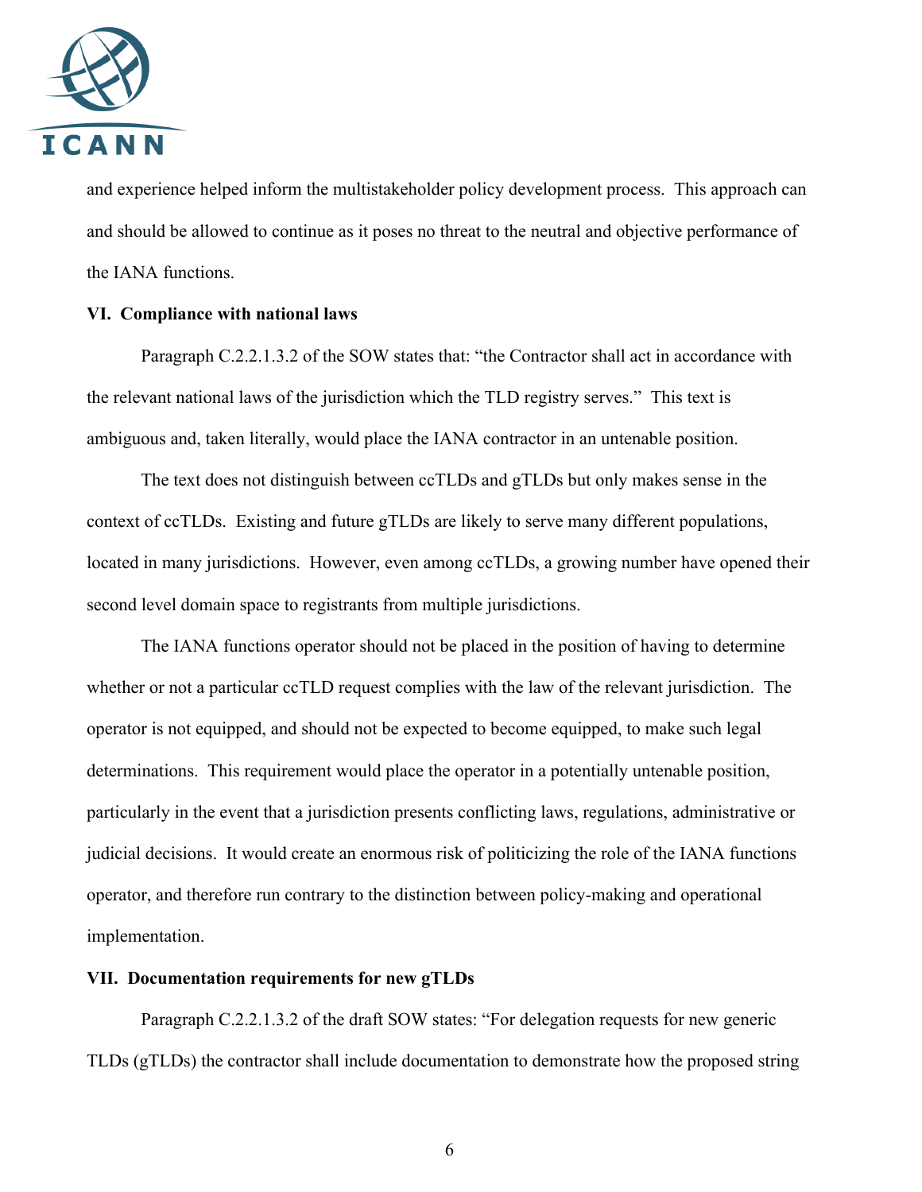and experience helped inform the multistakeholder policy development process. This approach can and should be allowed to continue as it poses no threat to the neutral and objective performance of the IANA functions.

**VI. Compliance with national laws**

Paragraph C.2.2.1.3.2 of the SOW states that: "the Contractor shall act in accordance with the relevant national laws of the jurisdiction which the TLD registry serves." This text is ambiguous and, taken literally, would place the IANA contractor in an untenable position.

The text does not distinguish between ccTLDs and gTLDs but only makes sense in the context of ccTLDs. Existing and future gTLDs are likely to serve many different populations, located in many jurisdictions. However, even among ccTLDs, a growing number have opened their second level domain space to registrants from multiple jurisdictions.

The IANA functions operator should not be placed in the position of having to determine whether or not a particular ccTLD request complies with the law of the relevant jurisdiction. The operator is not equipped, and should not be expected to become equipped, to make such legal determinations. This requirement would place the operator in a potentially untenable position, particularly in the event that a jurisdiction presents conflicting laws, regulations, administrative or judicial decisions. It would create an enormous risk of politicizing the role of the IANA functions operator, and therefore run contrary to the distinction between policy-making and operational implementation.

**VII. Documentation requirements for new gTLDs**

Paragraph C.2.2.1.3.2 of the draft SOW states: "For delegation requests for new generic TLDs (gTLDs) the contractor shall include documentation to demonstrate how the proposed string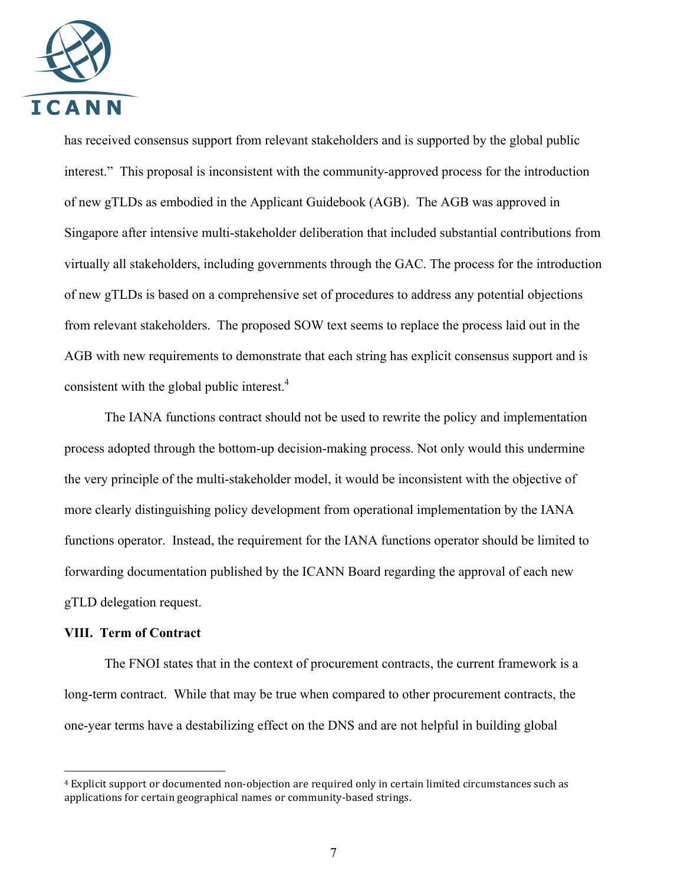has received consensus support from relevant stakeholders and is supported by the global public interest." This proposal is inconsistent with the community-approved process for the introduction of new gTLDs as embodied in the Applicant Guidebook (AGB). The AGB was approved in Singapore after intensive multi-stakeholder deliberation that included substantial contributions from virtually all stakeholders, including governments through the GAC. The process for the introduction of new gTLDs is based on a comprehensive set of procedures to address any potential objections from relevant stakeholders. The proposed SOW text seems to replace the process laid out in the AGB with new requirements to demonstrate that each string has explicit consensus support and is consistent with the global public interest.[4]

The IANA functions contract should not be used to rewrite the policy and implementation process adopted through the bottom-up decision-making process. Not only would this undermine the very principle of the multi-stakeholder model, it would be inconsistent with the objective of more clearly distinguishing policy development from operational implementation by the IANA functions operator. Instead, the requirement for the IANA functions operator should be limited to forwarding documentation published by the ICANN Board regarding the approval of each new gTLD delegation request.

**VIII. Term of Contract**

The FNOI states that in the context of procurement contracts, the current framework is a long-term contract. While that may be true when compared to other procurement contracts, the one-year terms have a destabilizing effect on the DNS and are not helpful in building global

---

[4] Explicit support or documented non-objection are required only in certain limited circumstances such as applications for certain geographical names or community-based strings.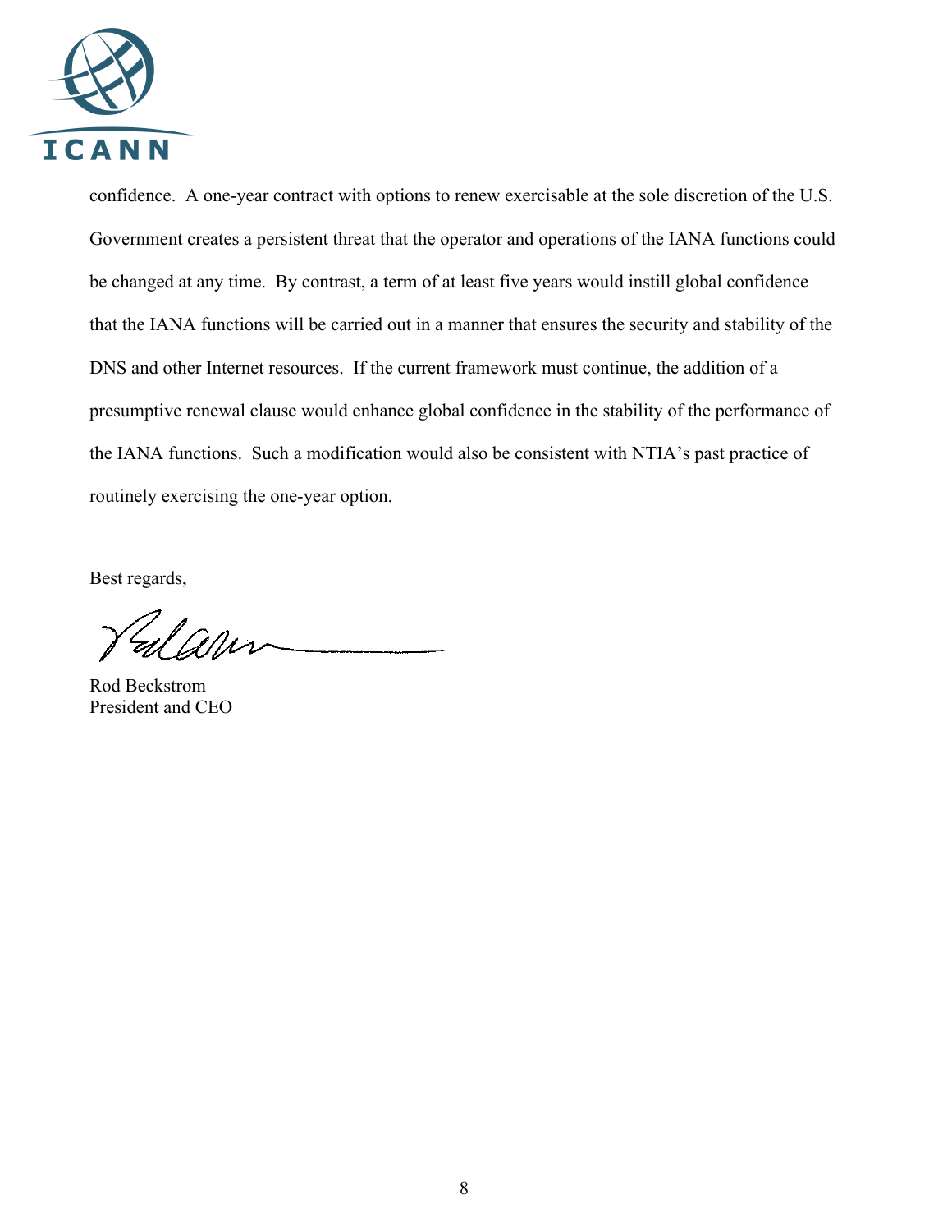confidence. A one-year contract with options to renew exercisable at the sole discretion of the U.S. Government creates a persistent threat that the operator and operations of the IANA functions could be changed at any time. By contrast, a term of at least five years would instill global confidence that the IANA functions will be carried out in a manner that ensures the security and stability of the DNS and other Internet resources. If the current framework must continue, the addition of a presumptive renewal clause would enhance global confidence in the stability of the performance of the IANA functions. Such a modification would also be consistent with NTIA's past practice of routinely exercising the one-year option.

Best regards,

Rod Beckstrom
President and CEO